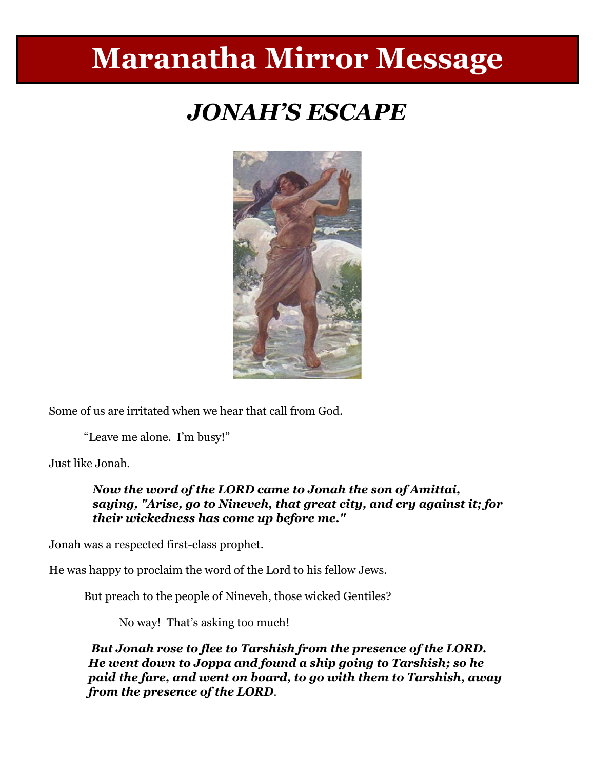# Maranatha Mirror Message

## *JONAH'S ESCAPE*

Some of us are irritated when we hear that call from God.

"Leave me alone. I'm busy!"

Just like Jonah.

> ***Now the word of the LORD came to Jonah the son of Amittai, saying, "Arise, go to Nineveh, that great city, and cry against it; for their wickedness has come up before me."***

Jonah was a respected first-class prophet.

He was happy to proclaim the word of the Lord to his fellow Jews.

But preach to the people of Nineveh, those wicked Gentiles?

No way! That's asking too much!

> ***But Jonah rose to flee to Tarshish from the presence of the LORD. He went down to Joppa and found a ship going to Tarshish; so he paid the fare, and went on board, to go with them to Tarshish, away from the presence of the LORD.***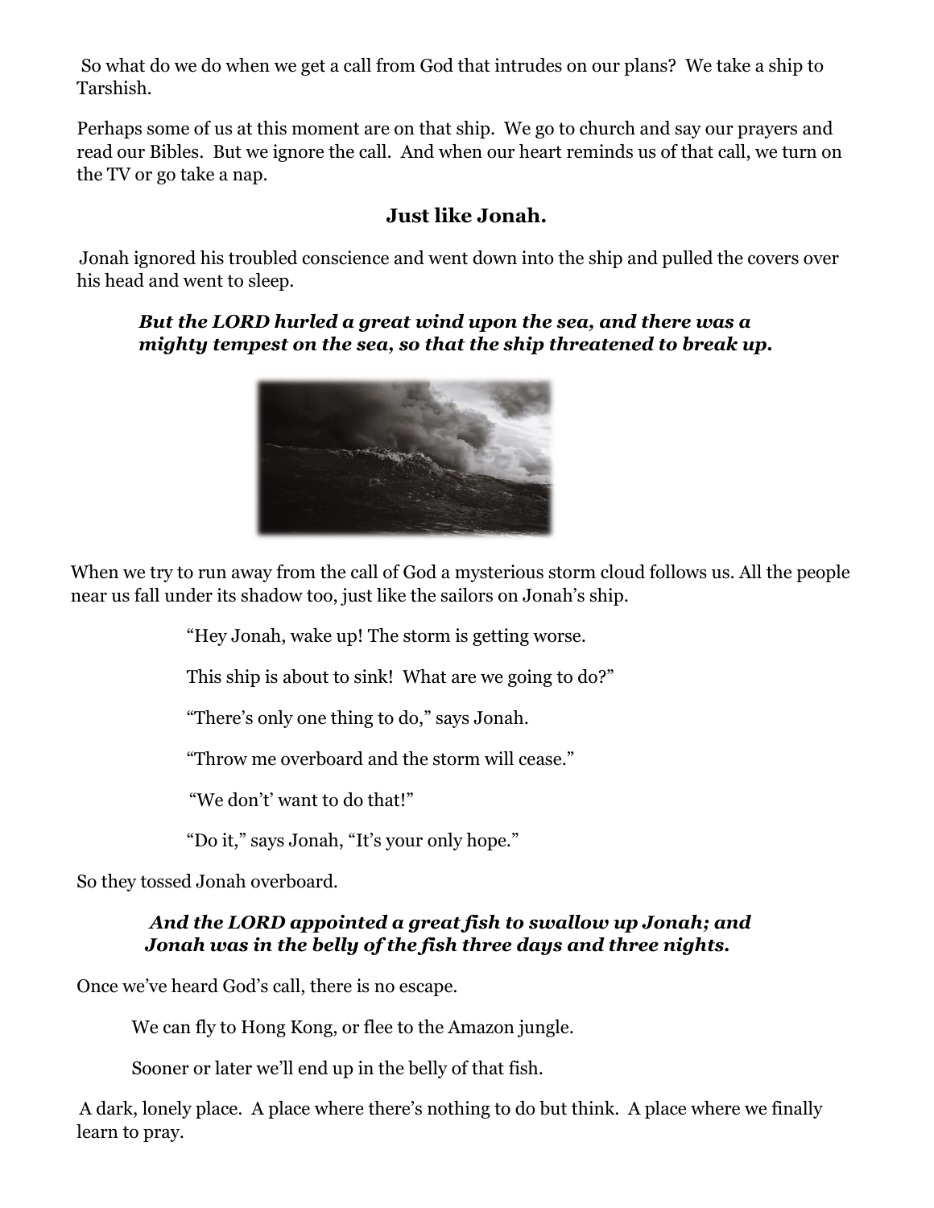So what do we do when we get a call from God that intrudes on our plans? We take a ship to Tarshish.

Perhaps some of us at this moment are on that ship. We go to church and say our prayers and read our Bibles. But we ignore the call. And when our heart reminds us of that call, we turn on the TV or go take a nap.

**Just like Jonah.**

Jonah ignored his troubled conscience and went down into the ship and pulled the covers over his head and went to sleep.

> ***But the LORD hurled a great wind upon the sea, and there was a mighty tempest on the sea, so that the ship threatened to break up.***

When we try to run away from the call of God a mysterious storm cloud follows us. All the people near us fall under its shadow too, just like the sailors on Jonah's ship.

"Hey Jonah, wake up! The storm is getting worse.

This ship is about to sink! What are we going to do?"

"There's only one thing to do," says Jonah.

"Throw me overboard and the storm will cease."

"We don't' want to do that!"

"Do it," says Jonah, "It's your only hope."

So they tossed Jonah overboard.

> ***And the LORD appointed a great fish to swallow up Jonah; and Jonah was in the belly of the fish three days and three nights.***

Once we've heard God's call, there is no escape.

We can fly to Hong Kong, or flee to the Amazon jungle.

Sooner or later we'll end up in the belly of that fish.

A dark, lonely place. A place where there's nothing to do but think. A place where we finally learn to pray.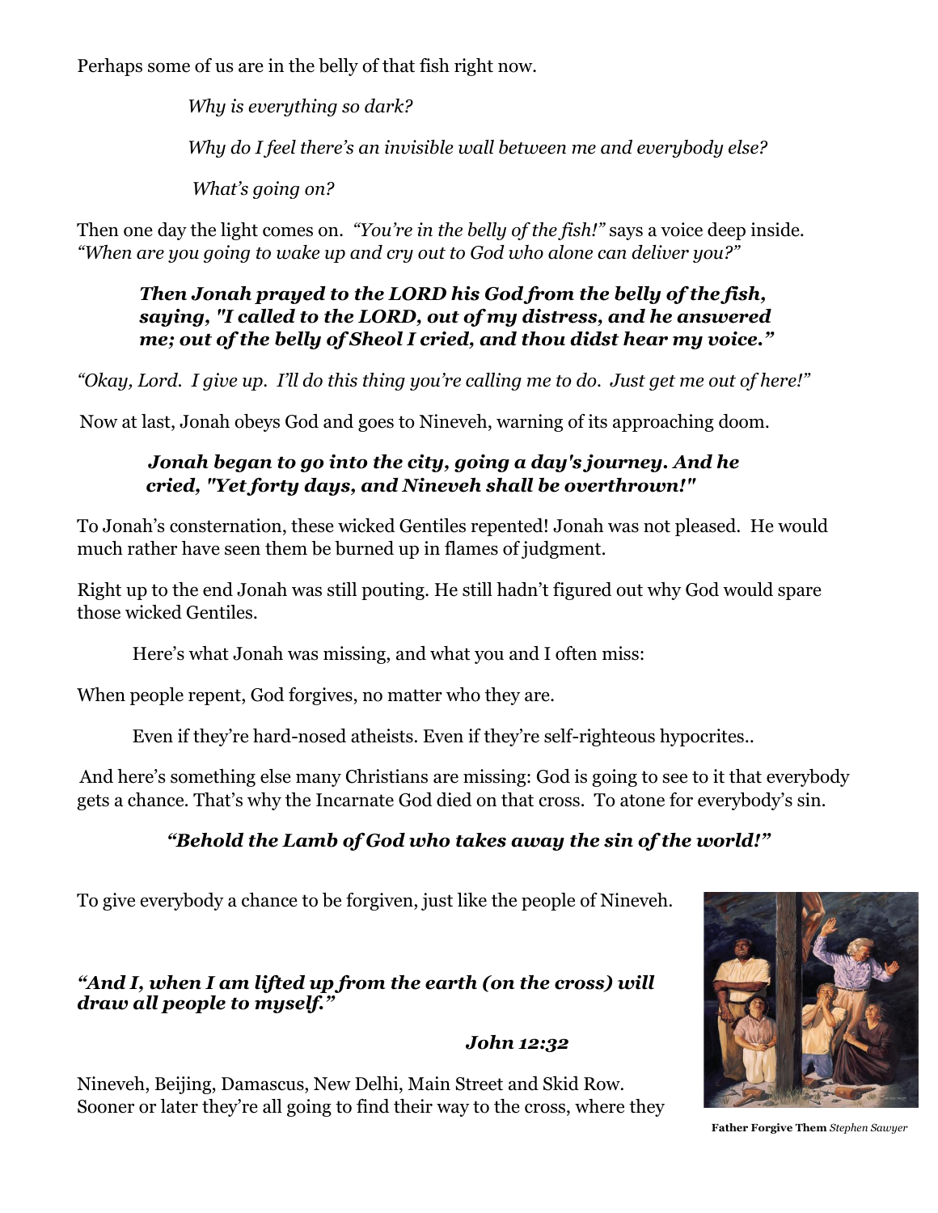Perhaps some of us are in the belly of that fish right now.

*Why is everything so dark?*

*Why do I feel there's an invisible wall between me and everybody else?*

*What's going on?*

Then one day the light comes on. *"You're in the belly of the fish!"* says a voice deep inside. *"When are you going to wake up and cry out to God who alone can deliver you?"*

> ***Then Jonah prayed to the LORD his God from the belly of the fish, saying, "I called to the LORD, out of my distress, and he answered me; out of the belly of Sheol I cried, and thou didst hear my voice."***

*"Okay, Lord. I give up. I'll do this thing you're calling me to do. Just get me out of here!"*

Now at last, Jonah obeys God and goes to Nineveh, warning of its approaching doom.

> ***Jonah began to go into the city, going a day's journey. And he cried, "Yet forty days, and Nineveh shall be overthrown!"***

To Jonah's consternation, these wicked Gentiles repented! Jonah was not pleased. He would much rather have seen them be burned up in flames of judgment.

Right up to the end Jonah was still pouting. He still hadn't figured out why God would spare those wicked Gentiles.

Here's what Jonah was missing, and what you and I often miss:

When people repent, God forgives, no matter who they are.

Even if they're hard-nosed atheists. Even if they're self-righteous hypocrites..

And here's something else many Christians are missing: God is going to see to it that everybody gets a chance. That's why the Incarnate God died on that cross. To atone for everybody's sin.

***"Behold the Lamb of God who takes away the sin of the world!"***

To give everybody a chance to be forgiven, just like the people of Nineveh.

***"And I, when I am lifted up from the earth (on the cross) will draw all people to myself."***

***John 12:32***

**Father Forgive Them** *Stephen Sawyer*

Nineveh, Beijing, Damascus, New Delhi, Main Street and Skid Row. Sooner or later they're all going to find their way to the cross, where they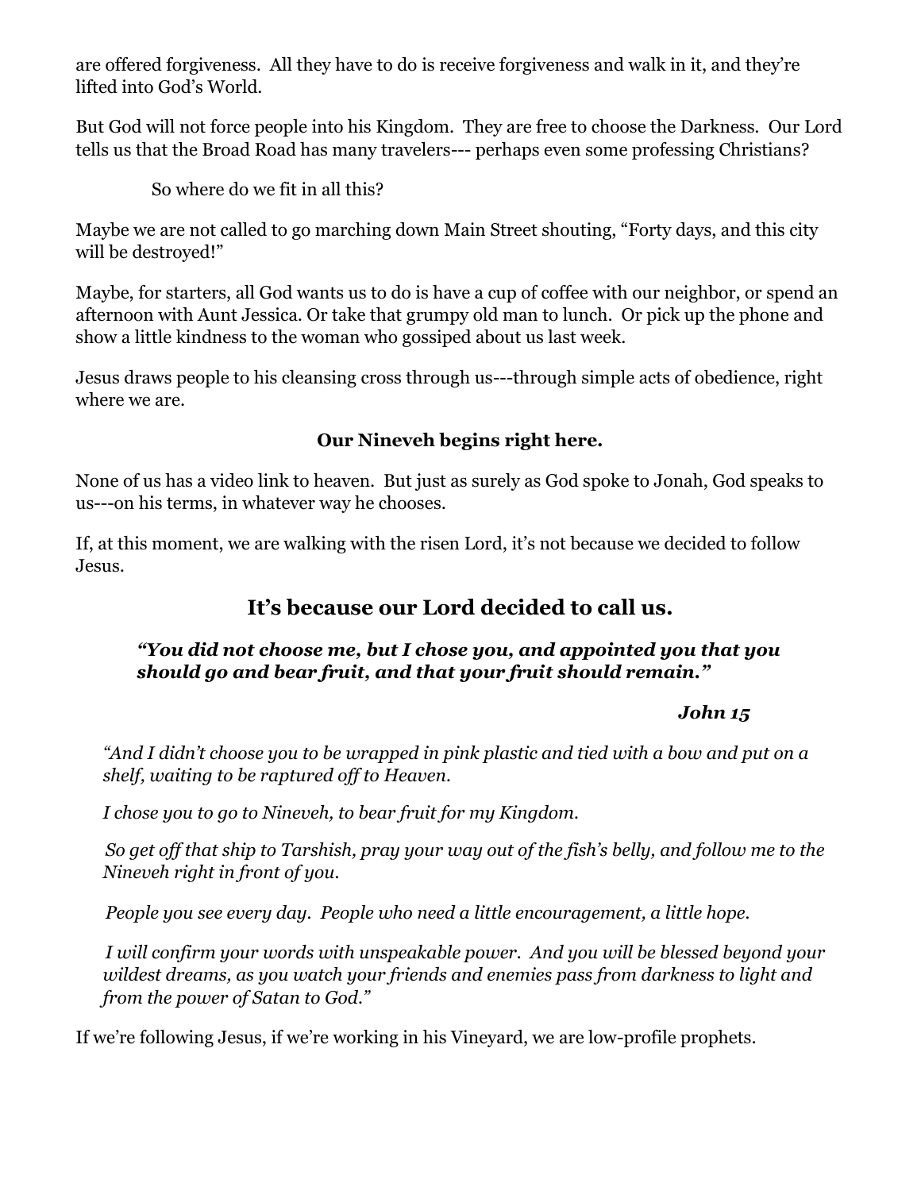are offered forgiveness. All they have to do is receive forgiveness and walk in it, and they're lifted into God's World.

But God will not force people into his Kingdom. They are free to choose the Darkness. Our Lord tells us that the Broad Road has many travelers--- perhaps even some professing Christians?

So where do we fit in all this?

Maybe we are not called to go marching down Main Street shouting, "Forty days, and this city will be destroyed!"

Maybe, for starters, all God wants us to do is have a cup of coffee with our neighbor, or spend an afternoon with Aunt Jessica. Or take that grumpy old man to lunch. Or pick up the phone and show a little kindness to the woman who gossiped about us last week.

Jesus draws people to his cleansing cross through us---through simple acts of obedience, right where we are.

**Our Nineveh begins right here.**

None of us has a video link to heaven. But just as surely as God spoke to Jonah, God speaks to us---on his terms, in whatever way he chooses.

If, at this moment, we are walking with the risen Lord, it's not because we decided to follow Jesus.

## It's because our Lord decided to call us.

***"You did not choose me, but I chose you, and appointed you that you should go and bear fruit, and that your fruit should remain."***

***John 15***

*"And I didn't choose you to be wrapped in pink plastic and tied with a bow and put on a shelf, waiting to be raptured off to Heaven.*

*I chose you to go to Nineveh, to bear fruit for my Kingdom.*

*So get off that ship to Tarshish, pray your way out of the fish's belly, and follow me to the Nineveh right in front of you.*

*People you see every day. People who need a little encouragement, a little hope.*

*I will confirm your words with unspeakable power. And you will be blessed beyond your wildest dreams, as you watch your friends and enemies pass from darkness to light and from the power of Satan to God."*

If we're following Jesus, if we're working in his Vineyard, we are low-profile prophets.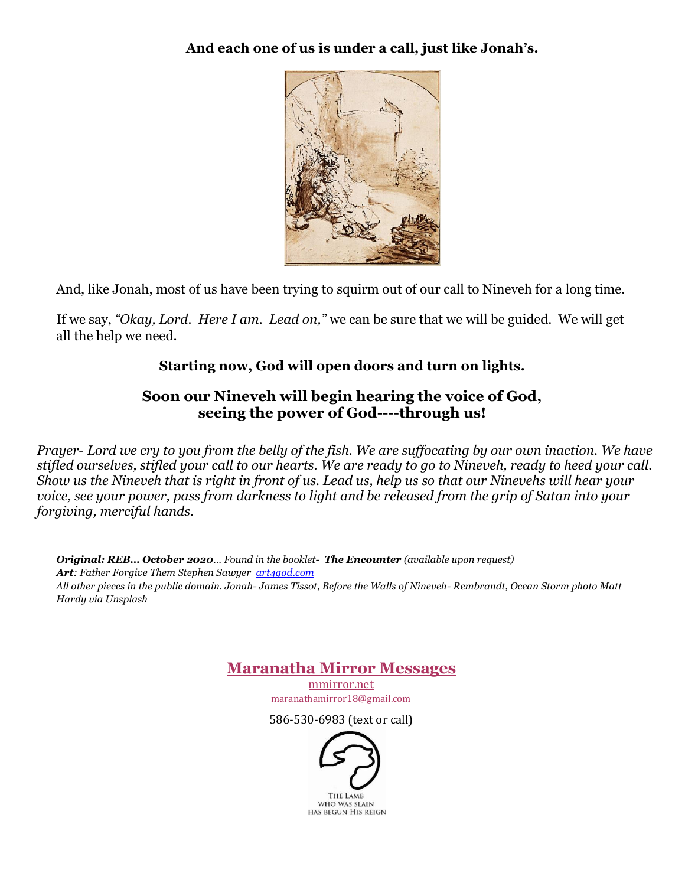**And each one of us is under a call, just like Jonah's.**

And, like Jonah, most of us have been trying to squirm out of our call to Nineveh for a long time.

If we say, *"Okay, Lord. Here I am. Lead on,"* we can be sure that we will be guided. We will get all the help we need.

**Starting now, God will open doors and turn on lights.**

**Soon our Nineveh will begin hearing the voice of God, seeing the power of God----through us!**

*Prayer- Lord we cry to you from the belly of the fish. We are suffocating by our own inaction. We have stifled ourselves, stifled your call to our hearts. We are ready to go to Nineveh, ready to heed your call. Show us the Nineveh that is right in front of us. Lead us, help us so that our Ninevehs will hear your voice, see your power, pass from darkness to light and be released from the grip of Satan into your forgiving, merciful hands.*

***Original: REB... October 2020****... Found in the booklet-* ***The Encounter*** *(available upon request)*
***Art****: Father Forgive Them Stephen Sawyer [art4god.com](art4god.com)*
*All other pieces in the public domain. Jonah- James Tissot, Before the Walls of Nineveh- Rembrandt, Ocean Storm photo Matt Hardy via Unsplash*

**Maranatha Mirror Messages**

mmirror.net

maranathamirror18@gmail.com

586-530-6983 (text or call)

The Lamb Who Was Slain Has Begun His Reign